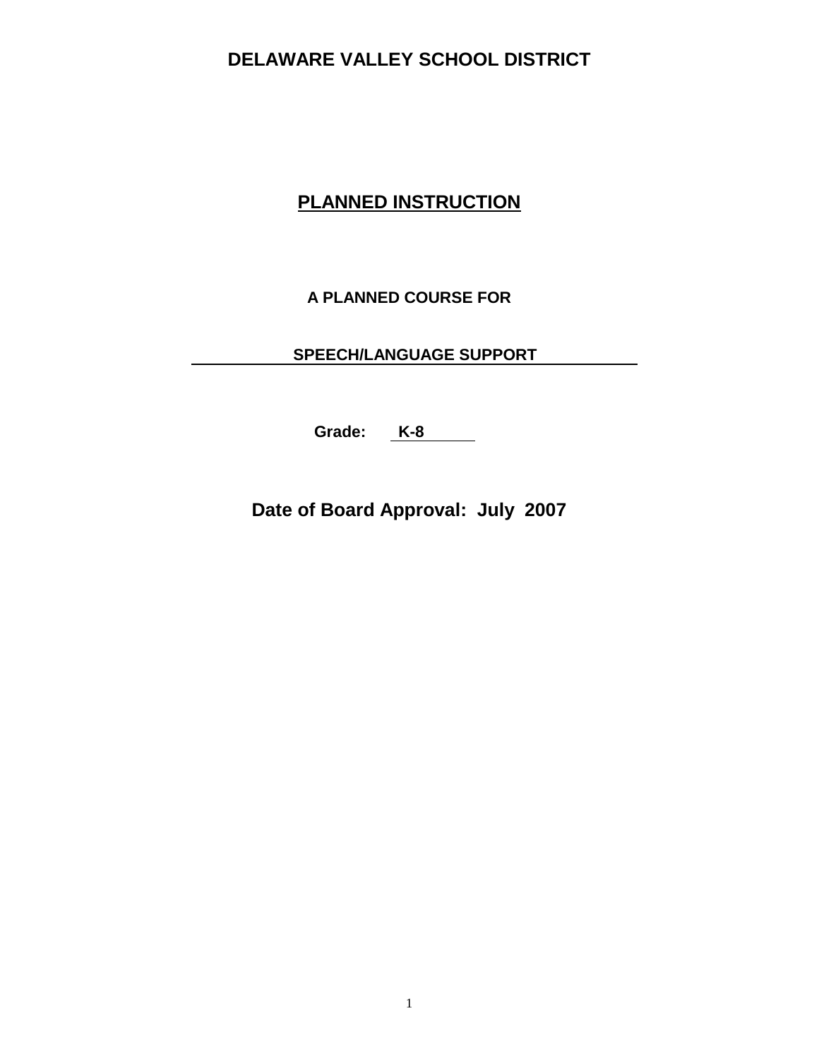# DELAWARE VALLEY SCHOOL DISTRICT

## PLANNED INSTRUCTION

**A PLANNED COURSE FOR**

**SPEECH/LANGUAGE SUPPORT**

**Grade: K-8**

**Date of Board Approval: July 2007**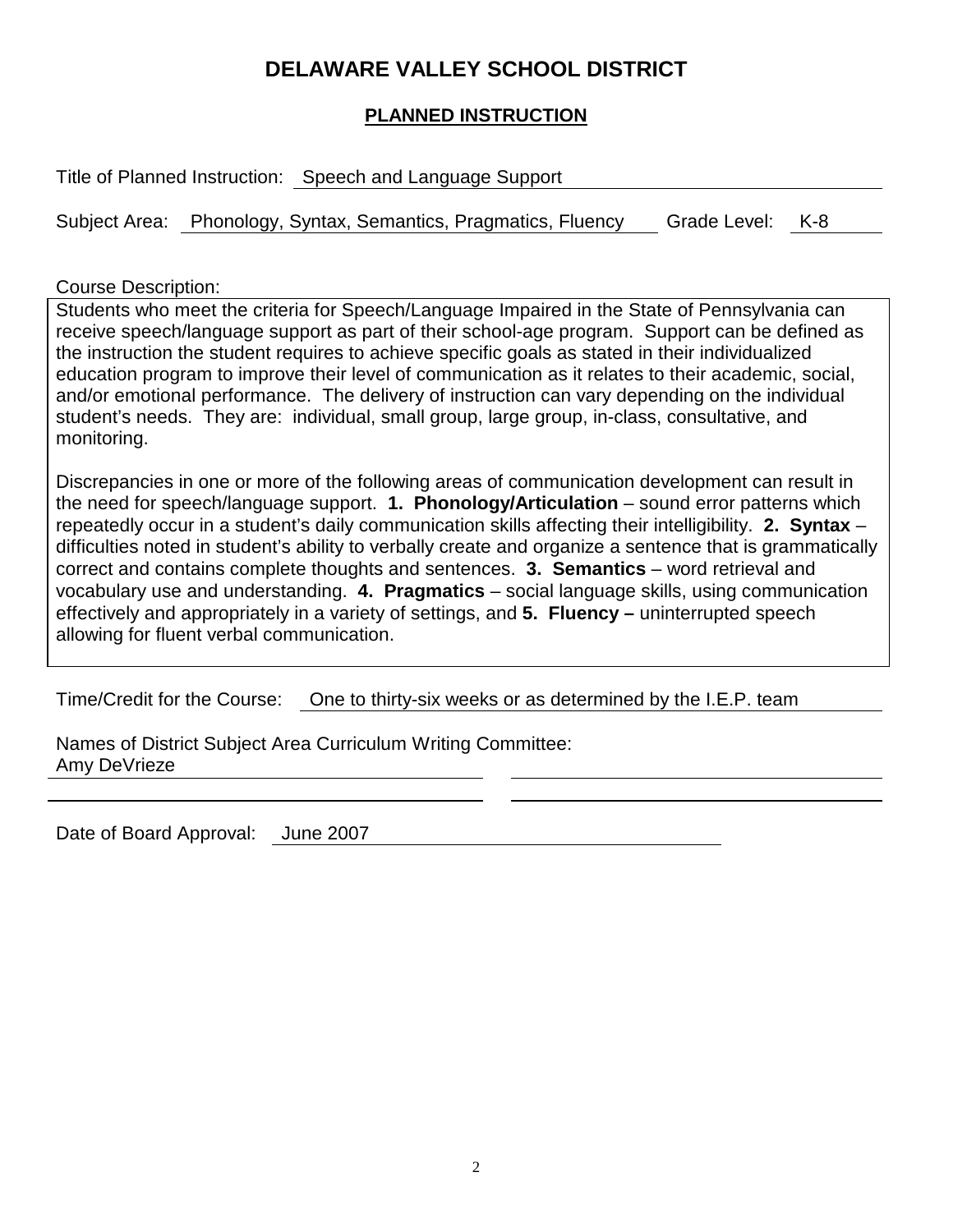# DELAWARE VALLEY SCHOOL DISTRICT

## PLANNED INSTRUCTION

Title of Planned Instruction: Speech and Language Support

Subject Area: Phonology, Syntax, Semantics, Pragmatics, Fluency Grade Level: K-8

Course Description:

Students who meet the criteria for Speech/Language Impaired in the State of Pennsylvania can receive speech/language support as part of their school-age program. Support can be defined as the instruction the student requires to achieve specific goals as stated in their individualized education program to improve their level of communication as it relates to their academic, social, and/or emotional performance. The delivery of instruction can vary depending on the individual student's needs. They are: individual, small group, large group, in-class, consultative, and monitoring.

Discrepancies in one or more of the following areas of communication development can result in the need for speech/language support. **1. Phonology/Articulation** – sound error patterns which repeatedly occur in a student's daily communication skills affecting their intelligibility. **2. Syntax** – difficulties noted in student's ability to verbally create and organize a sentence that is grammatically correct and contains complete thoughts and sentences. **3. Semantics** – word retrieval and vocabulary use and understanding. **4. Pragmatics** – social language skills, using communication effectively and appropriately in a variety of settings, and **5. Fluency –** uninterrupted speech allowing for fluent verbal communication.

Time/Credit for the Course: One to thirty-six weeks or as determined by the I.E.P. team

Names of District Subject Area Curriculum Writing Committee:
Amy DeVrieze

Date of Board Approval: June 2007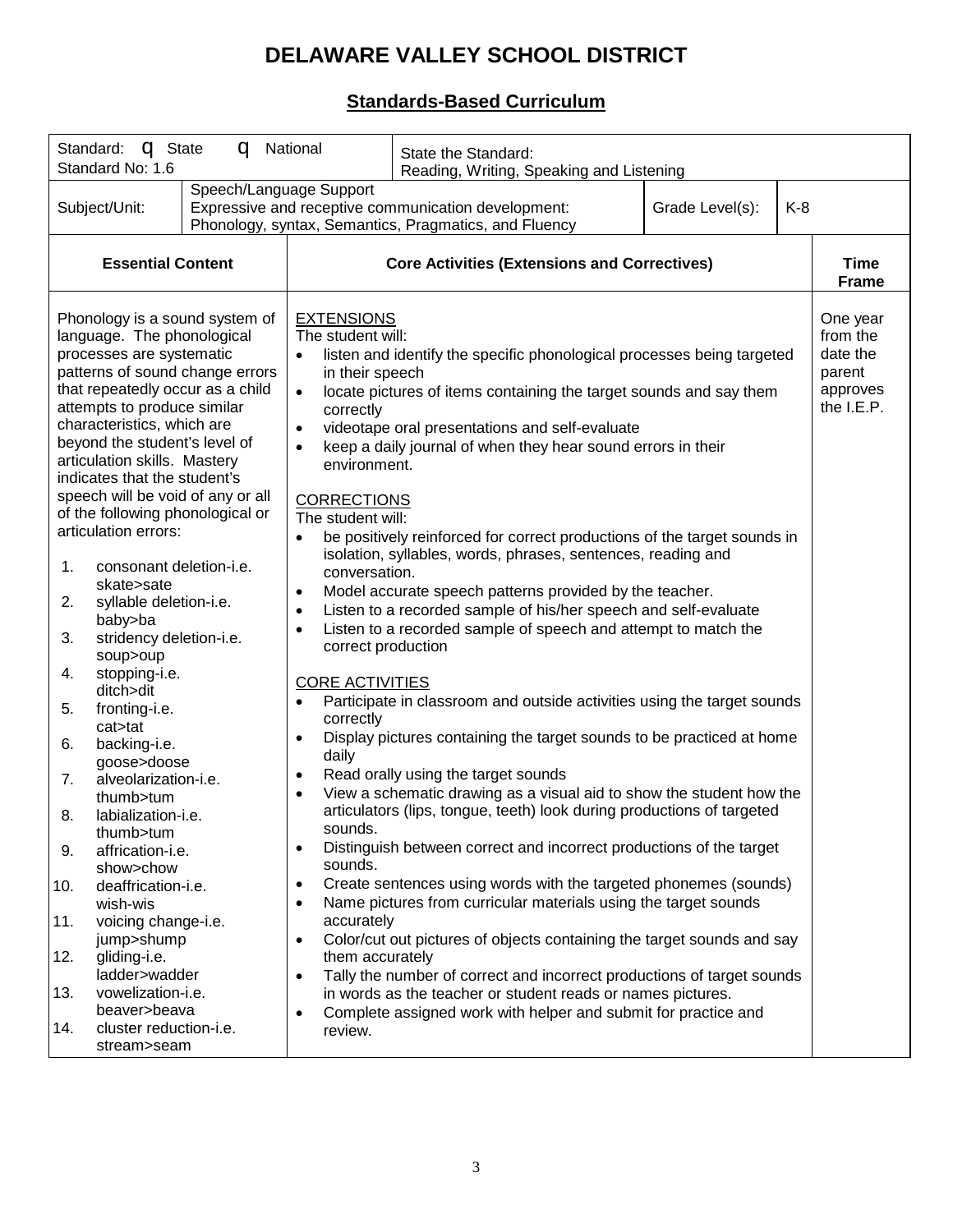# DELAWARE VALLEY SCHOOL DISTRICT

## Standards-Based Curriculum

| Standard: q State q National<br>Standard No: 1.6 | | State the Standard:<br>Reading, Writing, Speaking and Listening | | |
|---|---|---|---|---|
| Subject/Unit: | Speech/Language Support<br>Expressive and receptive communication development:<br>Phonology, syntax, Semantics, Pragmatics, and Fluency | | Grade Level(s): | K-8 |

| Essential Content | Core Activities (Extensions and Correctives) | Time Frame |
|---|---|---|
| Phonology is a sound system of language. The phonological processes are systematic patterns of sound change errors that repeatedly occur as a child attempts to produce similar characteristics, which are beyond the student's level of articulation skills. Mastery indicates that the student's speech will be void of any or all of the following phonological or articulation errors:<br><br>1. consonant deletion-i.e. skate>sate<br>2. syllable deletion-i.e. baby>ba<br>3. stridency deletion-i.e. soup>oup<br>4. stopping-i.e. ditch>dit<br>5. fronting-i.e. cat>tat<br>6. backing-i.e. goose>doose<br>7. alveolarization-i.e. thumb>tum<br>8. labialization-i.e. thumb>tum<br>9. affrication-i.e. show>chow<br>10. deaffrication-i.e. wish-wis<br>11. voicing change-i.e. jump>shump<br>12. gliding-i.e. ladder>wadder<br>13. vowelization-i.e. beaver>beava<br>14. cluster reduction-i.e. stream>seam | <u>EXTENSIONS</u><br>The student will:<br>• listen and identify the specific phonological processes being targeted in their speech<br>• locate pictures of items containing the target sounds and say them correctly<br>• videotape oral presentations and self-evaluate<br>• keep a daily journal of when they hear sound errors in their environment.<br><br><u>CORRECTIONS</u><br>The student will:<br>• be positively reinforced for correct productions of the target sounds in isolation, syllables, words, phrases, sentences, reading and conversation.<br>• Model accurate speech patterns provided by the teacher.<br>• Listen to a recorded sample of his/her speech and self-evaluate<br>• Listen to a recorded sample of speech and attempt to match the correct production<br><br><u>CORE ACTIVITIES</u><br>• Participate in classroom and outside activities using the target sounds correctly<br>• Display pictures containing the target sounds to be practiced at home daily<br>• Read orally using the target sounds<br>• View a schematic drawing as a visual aid to show the student how the articulators (lips, tongue, teeth) look during productions of targeted sounds.<br>• Distinguish between correct and incorrect productions of the target sounds.<br>• Create sentences using words with the targeted phonemes (sounds)<br>• Name pictures from curricular materials using the target sounds accurately<br>• Color/cut out pictures of objects containing the target sounds and say them accurately<br>• Tally the number of correct and incorrect productions of target sounds in words as the teacher or student reads or names pictures.<br>• Complete assigned work with helper and submit for practice and review. | One year from the date the parent approves the I.E.P. |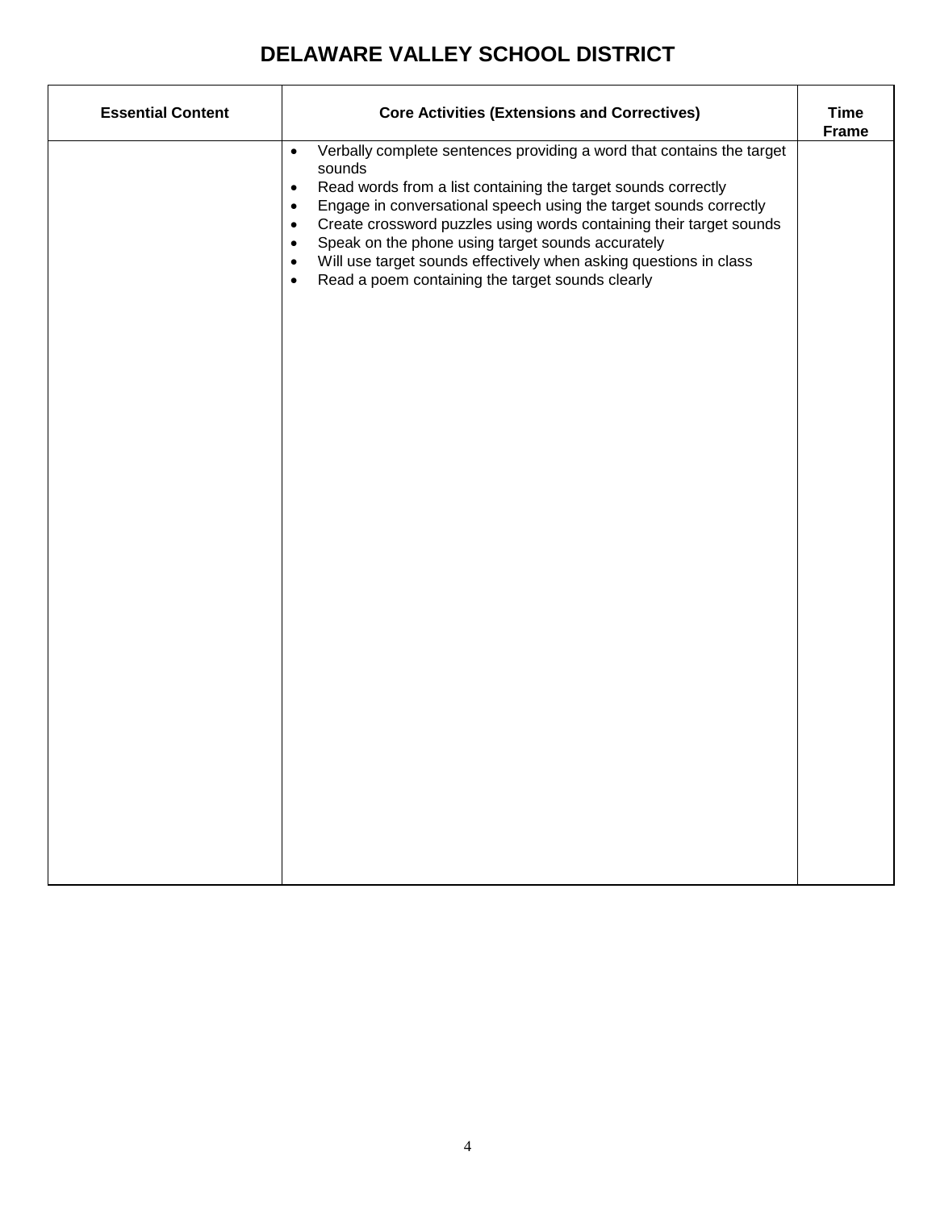# DELAWARE VALLEY SCHOOL DISTRICT

| Essential Content | Core Activities (Extensions and Correctives) | Time Frame |
|---|---|---|
| | • Verbally complete sentences providing a word that contains the target sounds<br>• Read words from a list containing the target sounds correctly<br>• Engage in conversational speech using the target sounds correctly<br>• Create crossword puzzles using words containing their target sounds<br>• Speak on the phone using target sounds accurately<br>• Will use target sounds effectively when asking questions in class<br>• Read a poem containing the target sounds clearly | |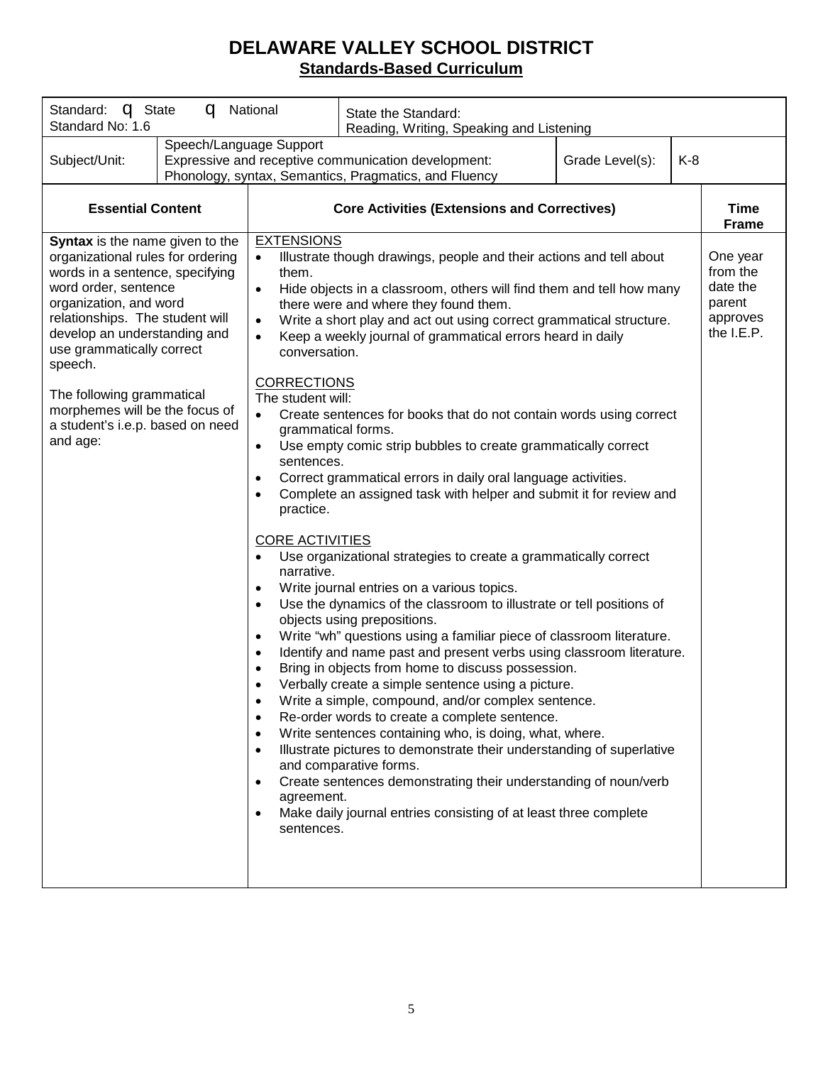# DELAWARE VALLEY SCHOOL DISTRICT

## Standards-Based Curriculum

| Standard: q State q National<br>Standard No: 1.6 | State the Standard:<br>Reading, Writing, Speaking and Listening | | |
|---|---|---|---|
| Subject/Unit: | Speech/Language Support<br>Expressive and receptive communication development:<br>Phonology, syntax, Semantics, Pragmatics, and Fluency | Grade Level(s): | K-8 |

| Essential Content | Core Activities (Extensions and Correctives) | Time Frame |
|---|---|---|
| **Syntax** is the name given to the organizational rules for ordering words in a sentence, specifying word order, sentence organization, and word relationships. The student will develop an understanding and use grammatically correct speech.<br><br>The following grammatical morphemes will be the focus of a student's i.e.p. based on need and age: | EXTENSIONS<br>• Illustrate though drawings, people and their actions and tell about them.<br>• Hide objects in a classroom, others will find them and tell how many there were and where they found them.<br>• Write a short play and act out using correct grammatical structure.<br>• Keep a weekly journal of grammatical errors heard in daily conversation.<br><br>CORRECTIONS<br>The student will:<br>• Create sentences for books that do not contain words using correct grammatical forms.<br>• Use empty comic strip bubbles to create grammatically correct sentences.<br>• Correct grammatical errors in daily oral language activities.<br>• Complete an assigned task with helper and submit it for review and practice.<br><br>CORE ACTIVITIES<br>• Use organizational strategies to create a grammatically correct narrative.<br>• Write journal entries on a various topics.<br>• Use the dynamics of the classroom to illustrate or tell positions of objects using prepositions.<br>• Write "wh" questions using a familiar piece of classroom literature.<br>• Identify and name past and present verbs using classroom literature.<br>• Bring in objects from home to discuss possession.<br>• Verbally create a simple sentence using a picture.<br>• Write a simple, compound, and/or complex sentence.<br>• Re-order words to create a complete sentence.<br>• Write sentences containing who, is doing, what, where.<br>• Illustrate pictures to demonstrate their understanding of superlative and comparative forms.<br>• Create sentences demonstrating their understanding of noun/verb agreement.<br>• Make daily journal entries consisting of at least three complete sentences. | One year from the date the parent approves the I.E.P. |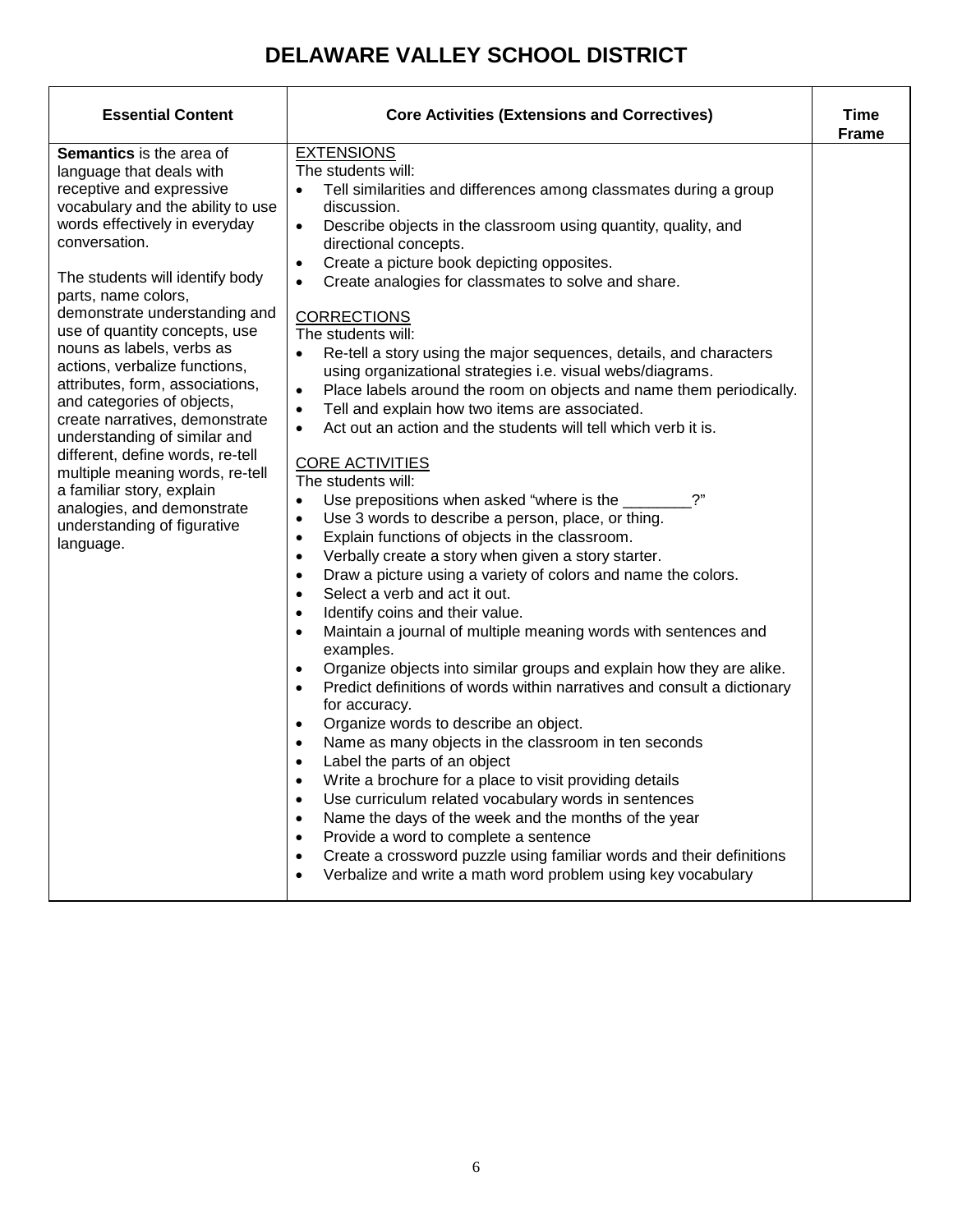# DELAWARE VALLEY SCHOOL DISTRICT

| Essential Content | Core Activities (Extensions and Correctives) | Time Frame |
|---|---|---|
| **Semantics** is the area of language that deals with receptive and expressive vocabulary and the ability to use words effectively in everyday conversation.<br><br>The students will identify body parts, name colors, demonstrate understanding and use of quantity concepts, use nouns as labels, verbs as actions, verbalize functions, attributes, form, associations, and categories of objects, create narratives, demonstrate understanding of similar and different, define words, re-tell multiple meaning words, re-tell a familiar story, explain analogies, and demonstrate understanding of figurative language. | <u>EXTENSIONS</u><br>The students will:<br>• Tell similarities and differences among classmates during a group discussion.<br>• Describe objects in the classroom using quantity, quality, and directional concepts.<br>• Create a picture book depicting opposites.<br>• Create analogies for classmates to solve and share.<br><br><u>CORRECTIONS</u><br>The students will:<br>• Re-tell a story using the major sequences, details, and characters using organizational strategies i.e. visual webs/diagrams.<br>• Place labels around the room on objects and name them periodically.<br>• Tell and explain how two items are associated.<br>• Act out an action and the students will tell which verb it is.<br><br><u>CORE ACTIVITIES</u><br>The students will:<br>• Use prepositions when asked "where is the ________?"<br>• Use 3 words to describe a person, place, or thing.<br>• Explain functions of objects in the classroom.<br>• Verbally create a story when given a story starter.<br>• Draw a picture using a variety of colors and name the colors.<br>• Select a verb and act it out.<br>• Identify coins and their value.<br>• Maintain a journal of multiple meaning words with sentences and examples.<br>• Organize objects into similar groups and explain how they are alike.<br>• Predict definitions of words within narratives and consult a dictionary for accuracy.<br>• Organize words to describe an object.<br>• Name as many objects in the classroom in ten seconds<br>• Label the parts of an object<br>• Write a brochure for a place to visit providing details<br>• Use curriculum related vocabulary words in sentences<br>• Name the days of the week and the months of the year<br>• Provide a word to complete a sentence<br>• Create a crossword puzzle using familiar words and their definitions<br>• Verbalize and write a math word problem using key vocabulary | |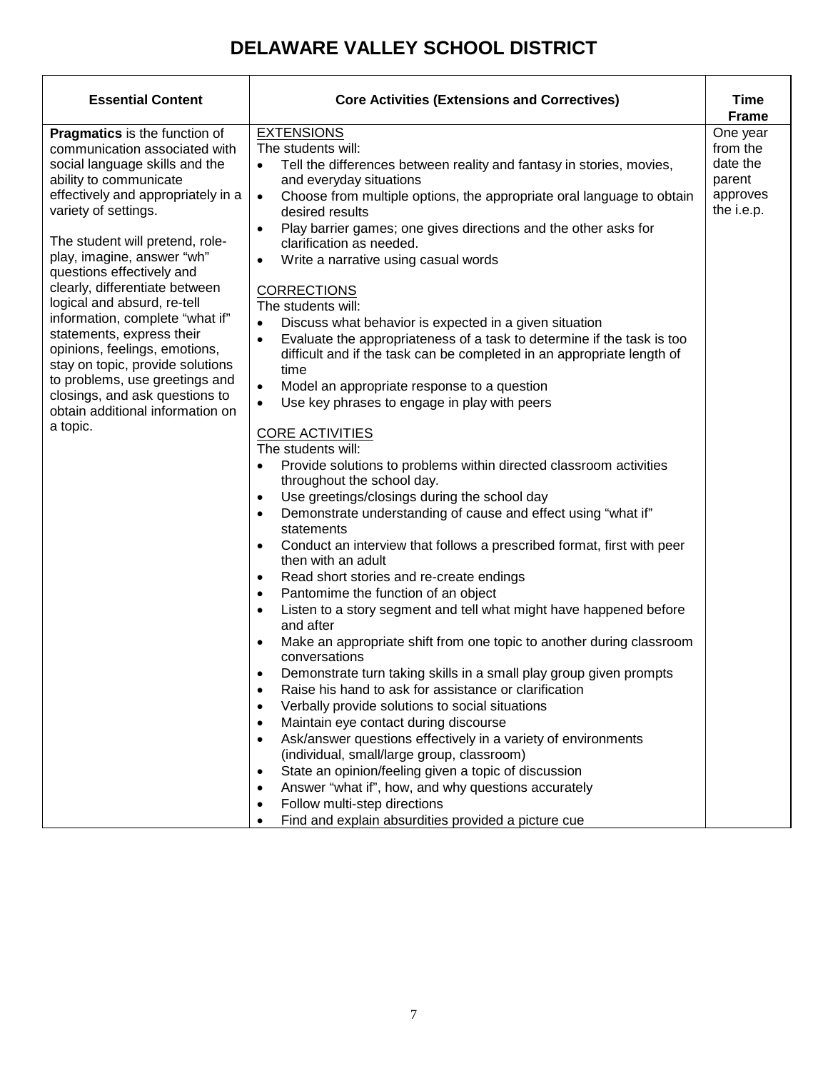# DELAWARE VALLEY SCHOOL DISTRICT

| Essential Content | Core Activities (Extensions and Correctives) | Time Frame |
|---|---|---|
| **Pragmatics** is the function of communication associated with social language skills and the ability to communicate effectively and appropriately in a variety of settings.<br><br>The student will pretend, role-play, imagine, answer "wh" questions effectively and clearly, differentiate between logical and absurd, re-tell information, complete "what if" statements, express their opinions, feelings, emotions, stay on topic, provide solutions to problems, use greetings and closings, and ask questions to obtain additional information on a topic. | <u>EXTENSIONS</u><br>The students will:<br>• Tell the differences between reality and fantasy in stories, movies, and everyday situations<br>• Choose from multiple options, the appropriate oral language to obtain desired results<br>• Play barrier games; one gives directions and the other asks for clarification as needed.<br>• Write a narrative using casual words<br><br><u>CORRECTIONS</u><br>The students will:<br>• Discuss what behavior is expected in a given situation<br>• Evaluate the appropriateness of a task to determine if the task is too difficult and if the task can be completed in an appropriate length of time<br>• Model an appropriate response to a question<br>• Use key phrases to engage in play with peers<br><br><u>CORE ACTIVITIES</u><br>The students will:<br>• Provide solutions to problems within directed classroom activities throughout the school day.<br>• Use greetings/closings during the school day<br>• Demonstrate understanding of cause and effect using "what if" statements<br>• Conduct an interview that follows a prescribed format, first with peer then with an adult<br>• Read short stories and re-create endings<br>• Pantomime the function of an object<br>• Listen to a story segment and tell what might have happened before and after<br>• Make an appropriate shift from one topic to another during classroom conversations<br>• Demonstrate turn taking skills in a small play group given prompts<br>• Raise his hand to ask for assistance or clarification<br>• Verbally provide solutions to social situations<br>• Maintain eye contact during discourse<br>• Ask/answer questions effectively in a variety of environments (individual, small/large group, classroom)<br>• State an opinion/feeling given a topic of discussion<br>• Answer "what if", how, and why questions accurately<br>• Follow multi-step directions<br>• Find and explain absurdities provided a picture cue | One year from the date the parent approves the i.e.p. |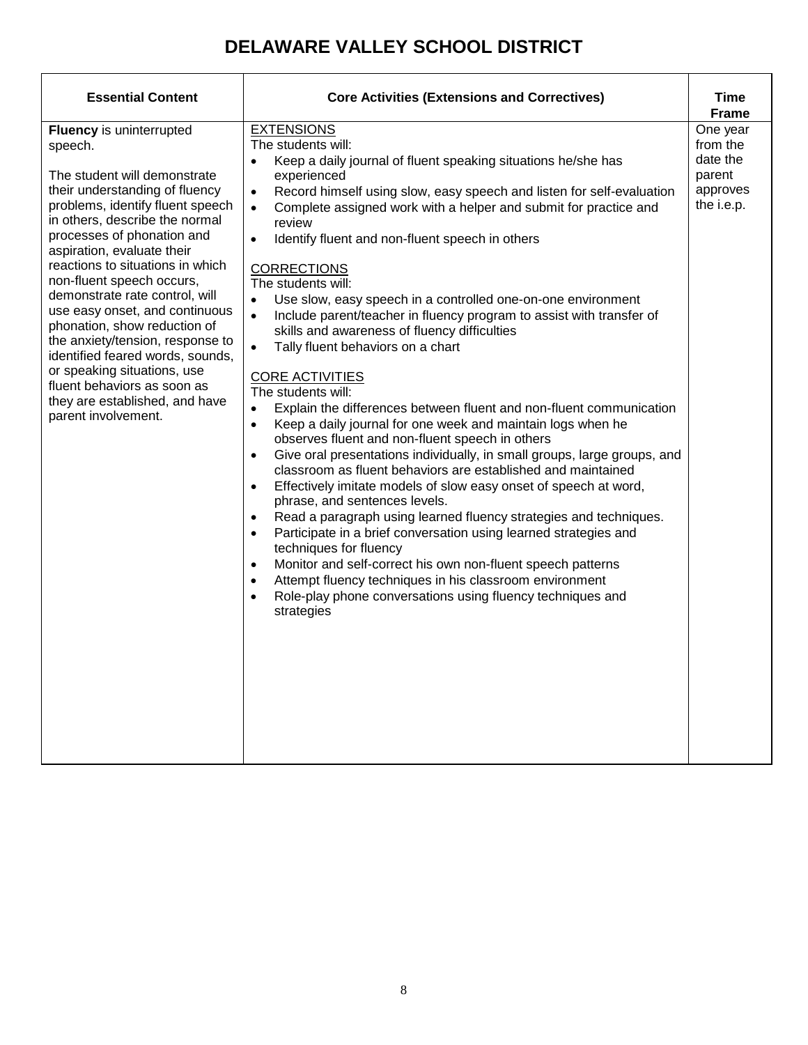# DELAWARE VALLEY SCHOOL DISTRICT

| Essential Content | Core Activities (Extensions and Correctives) | Time Frame |
|---|---|---|
| **Fluency** is uninterrupted speech.<br><br>The student will demonstrate their understanding of fluency problems, identify fluent speech in others, describe the normal processes of phonation and aspiration, evaluate their reactions to situations in which non-fluent speech occurs, demonstrate rate control, will use easy onset, and continuous phonation, show reduction of the anxiety/tension, response to identified feared words, sounds, or speaking situations, use fluent behaviors as soon as they are established, and have parent involvement. | <u>EXTENSIONS</u><br>The students will:<br>• Keep a daily journal of fluent speaking situations he/she has experienced<br>• Record himself using slow, easy speech and listen for self-evaluation<br>• Complete assigned work with a helper and submit for practice and review<br>• Identify fluent and non-fluent speech in others<br><br><u>CORRECTIONS</u><br>The students will:<br>• Use slow, easy speech in a controlled one-on-one environment<br>• Include parent/teacher in fluency program to assist with transfer of skills and awareness of fluency difficulties<br>• Tally fluent behaviors on a chart<br><br><u>CORE ACTIVITIES</u><br>The students will:<br>• Explain the differences between fluent and non-fluent communication<br>• Keep a daily journal for one week and maintain logs when he observes fluent and non-fluent speech in others<br>• Give oral presentations individually, in small groups, large groups, and classroom as fluent behaviors are established and maintained<br>• Effectively imitate models of slow easy onset of speech at word, phrase, and sentences levels.<br>• Read a paragraph using learned fluency strategies and techniques.<br>• Participate in a brief conversation using learned strategies and techniques for fluency<br>• Monitor and self-correct his own non-fluent speech patterns<br>• Attempt fluency techniques in his classroom environment<br>• Role-play phone conversations using fluency techniques and strategies | One year from the date the parent approves the i.e.p. |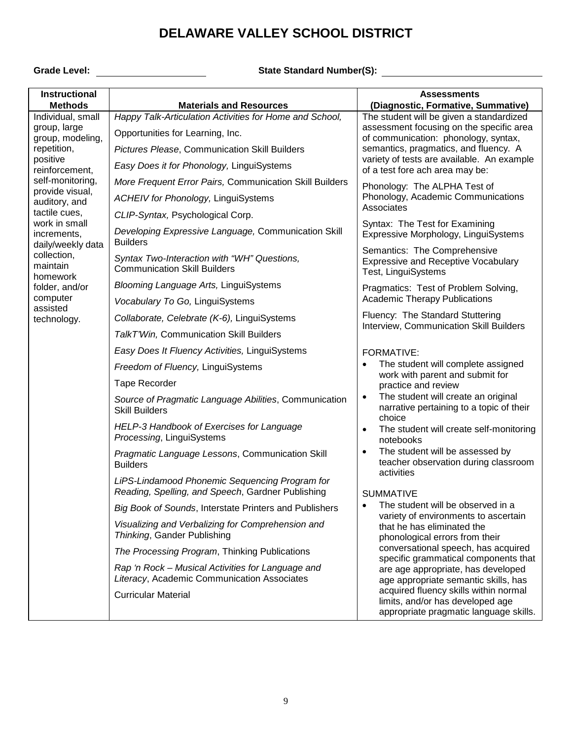# DELAWARE VALLEY SCHOOL DISTRICT

**Grade Level:** ____________________ **State Standard Number(S):** ______________________________

| Instructional Methods | Materials and Resources | Assessments (Diagnostic, Formative, Summative) |
|---|---|---|
| Individual, small group, large group, modeling, repetition, positive reinforcement, self-monitoring, provide visual, auditory, and tactile cues, work in small increments, daily/weekly data collection, maintain homework folder, and/or computer assisted technology. | *Happy Talk-Articulation Activities for Home and School,* Opportunities for Learning, Inc.<br>*Pictures Please*, Communication Skill Builders<br>*Easy Does it for Phonology,* LinguiSystems<br>*More Frequent Error Pairs,* Communication Skill Builders<br>*ACHEIV for Phonology,* LinguiSystems<br>*CLIP-Syntax,* Psychological Corp.<br>*Developing Expressive Language,* Communication Skill Builders<br>*Syntax Two-Interaction with "WH" Questions,* Communication Skill Builders<br>*Blooming Language Arts,* LinguiSystems<br>*Vocabulary To Go,* LinguiSystems<br>*Collaborate, Celebrate (K-6),* LinguiSystems<br>*TalkT'Win,* Communication Skill Builders<br>*Easy Does It Fluency Activities,* LinguiSystems<br>*Freedom of Fluency,* LinguiSystems<br>Tape Recorder<br>*Source of Pragmatic Language Abilities*, Communication Skill Builders<br>*HELP-3 Handbook of Exercises for Language Processing*, LinguiSystems<br>*Pragmatic Language Lessons*, Communication Skill Builders<br>*LiPS-Lindamood Phonemic Sequencing Program for Reading, Spelling, and Speech*, Gardner Publishing<br>*Big Book of Sounds*, Interstate Printers and Publishers<br>*Visualizing and Verbalizing for Comprehension and Thinking*, Gander Publishing<br>*The Processing Program*, Thinking Publications<br>*Rap 'n Rock – Musical Activities for Language and Literacy*, Academic Communication Associates<br>Curricular Material | The student will be given a standardized assessment focusing on the specific area of communication: phonology, syntax, semantics, pragmatics, and fluency. A variety of tests are available. An example of a test fore ach area may be:<br>Phonology: The ALPHA Test of Phonology, Academic Communications Associates<br>Syntax: The Test for Examining Expressive Morphology, LinguiSystems<br>Semantics: The Comprehensive Expressive and Receptive Vocabulary Test, LinguiSystems<br>Pragmatics: Test of Problem Solving, Academic Therapy Publications<br>Fluency: The Standard Stuttering Interview, Communication Skill Builders<br><br>FORMATIVE:<br>• The student will complete assigned work with parent and submit for practice and review<br>• The student will create an original narrative pertaining to a topic of their choice<br>• The student will create self-monitoring notebooks<br>• The student will be assessed by teacher observation during classroom activities<br><br>SUMMATIVE<br>• The student will be observed in a variety of environments to ascertain that he has eliminated the phonological errors from their conversational speech, has acquired specific grammatical components that are age appropriate, has developed age appropriate semantic skills, has acquired fluency skills within normal limits, and/or has developed age appropriate pragmatic language skills. |